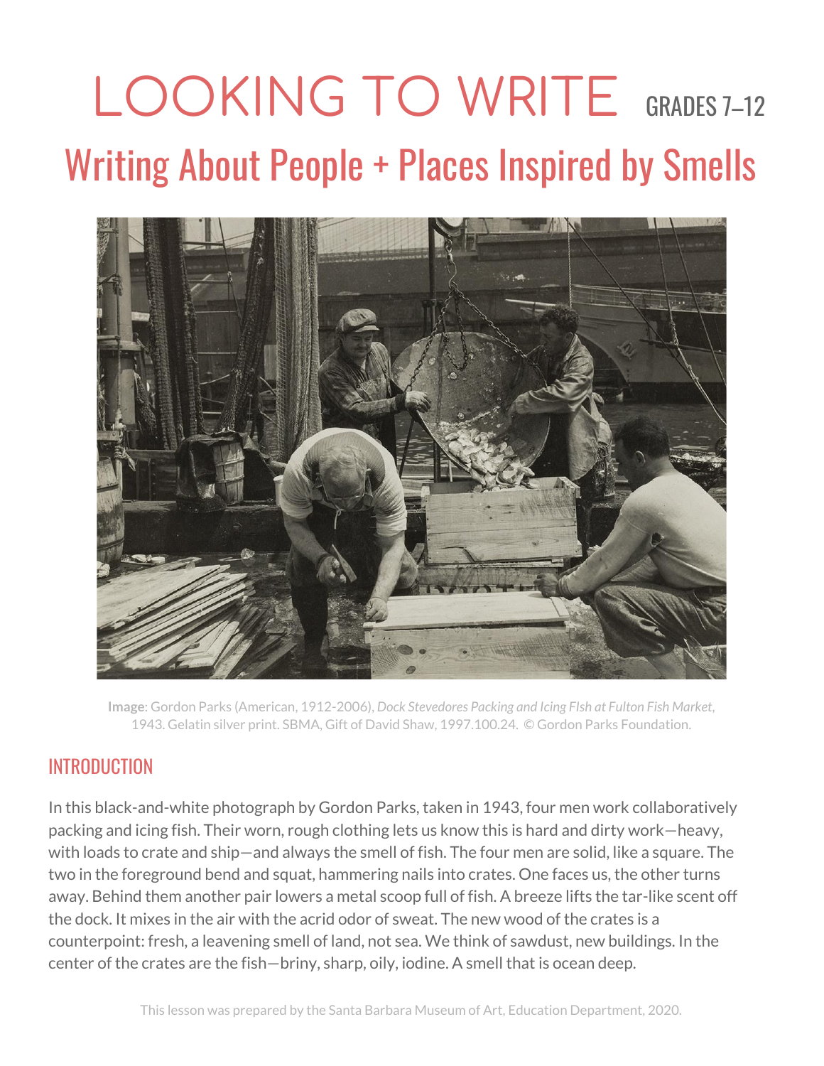# LOOKING TO WRITE GRADES 7–12

## Writing About People + Places Inspired by Smells

**Image**: Gordon Parks (American, 1912-2006), *Dock Stevedores Packing and Icing FIsh at Fulton Fish Market*, 1943. Gelatin silver print. SBMA, Gift of David Shaw, 1997.100.24. © Gordon Parks Foundation.

### INTRODUCTION

In this black-and-white photograph by Gordon Parks, taken in 1943, four men work collaboratively packing and icing fish. Their worn, rough clothing lets us know this is hard and dirty work—heavy, with loads to crate and ship—and always the smell of fish. The four men are solid, like a square. The two in the foreground bend and squat, hammering nails into crates. One faces us, the other turns away. Behind them another pair lowers a metal scoop full of fish. A breeze lifts the tar-like scent off the dock. It mixes in the air with the acrid odor of sweat. The new wood of the crates is a counterpoint: fresh, a leavening smell of land, not sea. We think of sawdust, new buildings. In the center of the crates are the fish—briny, sharp, oily, iodine. A smell that is ocean deep.

This lesson was prepared by the Santa Barbara Museum of Art, Education Department, 2020.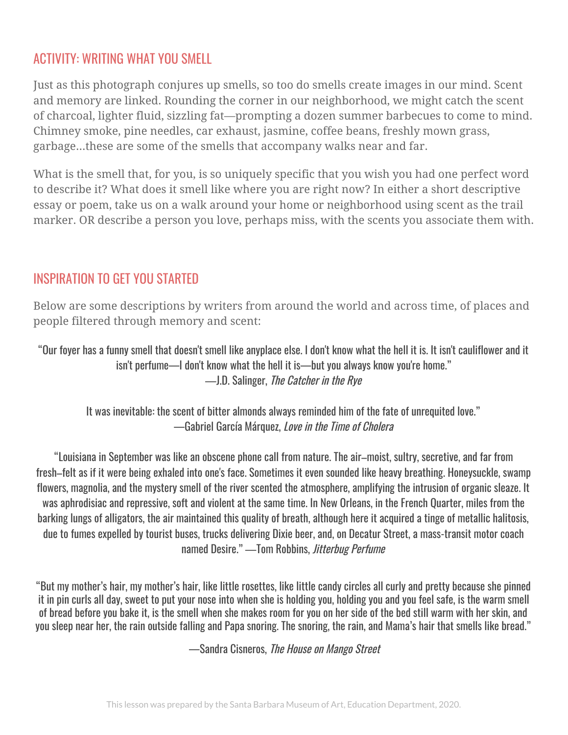## ACTIVITY: WRITING WHAT YOU SMELL

Just as this photograph conjures up smells, so too do smells create images in our mind. Scent and memory are linked. Rounding the corner in our neighborhood, we might catch the scent of charcoal, lighter fluid, sizzling fat—prompting a dozen summer barbecues to come to mind. Chimney smoke, pine needles, car exhaust, jasmine, coffee beans, freshly mown grass, garbage…these are some of the smells that accompany walks near and far.

What is the smell that, for you, is so uniquely specific that you wish you had one perfect word to describe it? What does it smell like where you are right now? In either a short descriptive essay or poem, take us on a walk around your home or neighborhood using scent as the trail marker. OR describe a person you love, perhaps miss, with the scents you associate them with.

## INSPIRATION TO GET YOU STARTED

Below are some descriptions by writers from around the world and across time, of places and people filtered through memory and scent:

"Our foyer has a funny smell that doesn't smell like anyplace else. I don't know what the hell it is. It isn't cauliflower and it isn't perfume—I don't know what the hell it is—but you always know you're home."
—J.D. Salinger, *The Catcher in the Rye*

It was inevitable: the scent of bitter almonds always reminded him of the fate of unrequited love."
—Gabriel García Márquez, *Love in the Time of Cholera*

"Louisiana in September was like an obscene phone call from nature. The air–moist, sultry, secretive, and far from fresh–felt as if it were being exhaled into one's face. Sometimes it even sounded like heavy breathing. Honeysuckle, swamp flowers, magnolia, and the mystery smell of the river scented the atmosphere, amplifying the intrusion of organic sleaze. It was aphrodisiac and repressive, soft and violent at the same time. In New Orleans, in the French Quarter, miles from the barking lungs of alligators, the air maintained this quality of breath, although here it acquired a tinge of metallic halitosis, due to fumes expelled by tourist buses, trucks delivering Dixie beer, and, on Decatur Street, a mass-transit motor coach named Desire." —Tom Robbins, *Jitterbug Perfume*

"But my mother's hair, my mother's hair, like little rosettes, like little candy circles all curly and pretty because she pinned it in pin curls all day, sweet to put your nose into when she is holding you, holding you and you feel safe, is the warm smell of bread before you bake it, is the smell when she makes room for you on her side of the bed still warm with her skin, and you sleep near her, the rain outside falling and Papa snoring. The snoring, the rain, and Mama's hair that smells like bread."

—Sandra Cisneros, *The House on Mango Street*

This lesson was prepared by the Santa Barbara Museum of Art, Education Department, 2020.